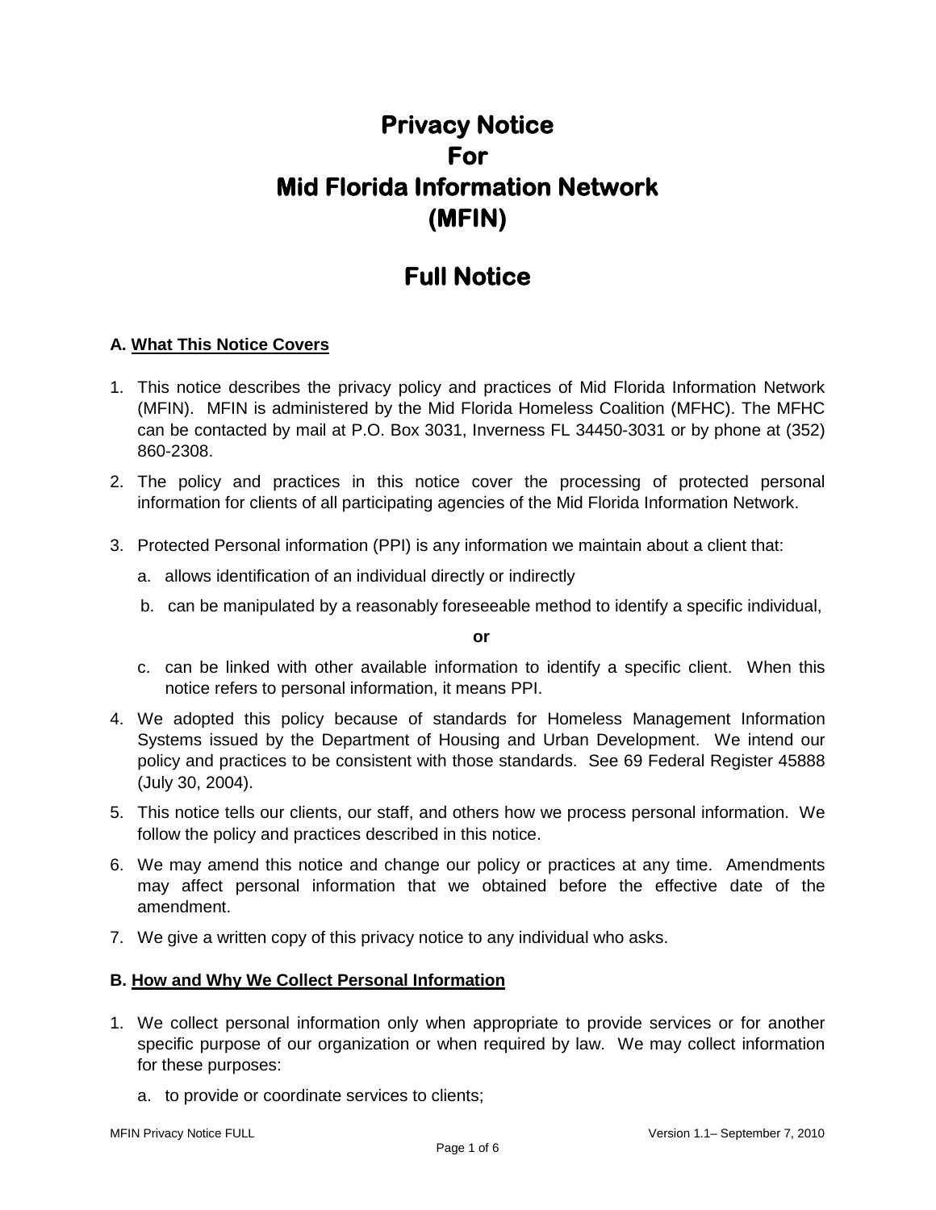# Privacy Notice For Mid Florida Information Network (MFIN)

## Full Notice

### A. What This Notice Covers

1. This notice describes the privacy policy and practices of Mid Florida Information Network (MFIN). MFIN is administered by the Mid Florida Homeless Coalition (MFHC). The MFHC can be contacted by mail at P.O. Box 3031, Inverness FL 34450-3031 or by phone at (352) 860-2308.
2. The policy and practices in this notice cover the processing of protected personal information for clients of all participating agencies of the Mid Florida Information Network.
3. Protected Personal information (PPI) is any information we maintain about a client that:
   a. allows identification of an individual directly or indirectly
   b. can be manipulated by a reasonably foreseeable method to identify a specific individual,

   **or**

   c. can be linked with other available information to identify a specific client. When this notice refers to personal information, it means PPI.
4. We adopted this policy because of standards for Homeless Management Information Systems issued by the Department of Housing and Urban Development. We intend our policy and practices to be consistent with those standards. See 69 Federal Register 45888 (July 30, 2004).
5. This notice tells our clients, our staff, and others how we process personal information. We follow the policy and practices described in this notice.
6. We may amend this notice and change our policy or practices at any time. Amendments may affect personal information that we obtained before the effective date of the amendment.
7. We give a written copy of this privacy notice to any individual who asks.

### B. How and Why We Collect Personal Information

1. We collect personal information only when appropriate to provide services or for another specific purpose of our organization or when required by law. We may collect information for these purposes:
   a. to provide or coordinate services to clients;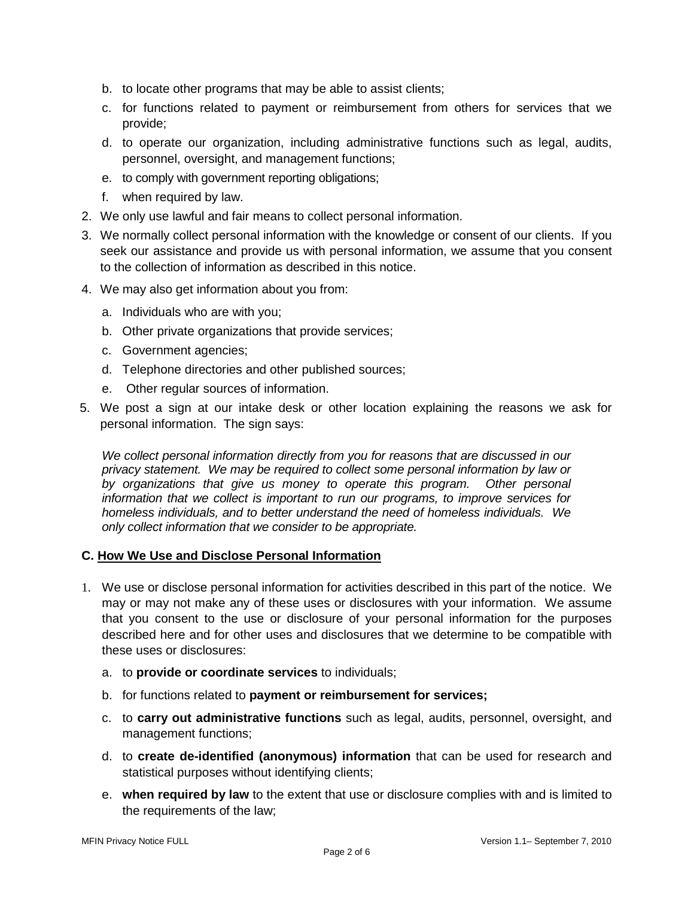b. to locate other programs that may be able to assist clients;
   c. for functions related to payment or reimbursement from others for services that we provide;
   d. to operate our organization, including administrative functions such as legal, audits, personnel, oversight, and management functions;
   e. to comply with government reporting obligations;
   f. when required by law.
2. We only use lawful and fair means to collect personal information.
3. We normally collect personal information with the knowledge or consent of our clients. If you seek our assistance and provide us with personal information, we assume that you consent to the collection of information as described in this notice.
4. We may also get information about you from:
   a. Individuals who are with you;
   b. Other private organizations that provide services;
   c. Government agencies;
   d. Telephone directories and other published sources;
   e. Other regular sources of information.
5. We post a sign at our intake desk or other location explaining the reasons we ask for personal information. The sign says:

   *We collect personal information directly from you for reasons that are discussed in our privacy statement. We may be required to collect some personal information by law or by organizations that give us money to operate this program. Other personal information that we collect is important to run our programs, to improve services for homeless individuals, and to better understand the need of homeless individuals. We only collect information that we consider to be appropriate.*

### C. How We Use and Disclose Personal Information

1. We use or disclose personal information for activities described in this part of the notice. We may or may not make any of these uses or disclosures with your information. We assume that you consent to the use or disclosure of your personal information for the purposes described here and for other uses and disclosures that we determine to be compatible with these uses or disclosures:
   a. to **provide or coordinate services** to individuals;
   b. for functions related to **payment or reimbursement for services;**
   c. to **carry out administrative functions** such as legal, audits, personnel, oversight, and management functions;
   d. to **create de-identified (anonymous) information** that can be used for research and statistical purposes without identifying clients;
   e. **when required by law** to the extent that use or disclosure complies with and is limited to the requirements of the law;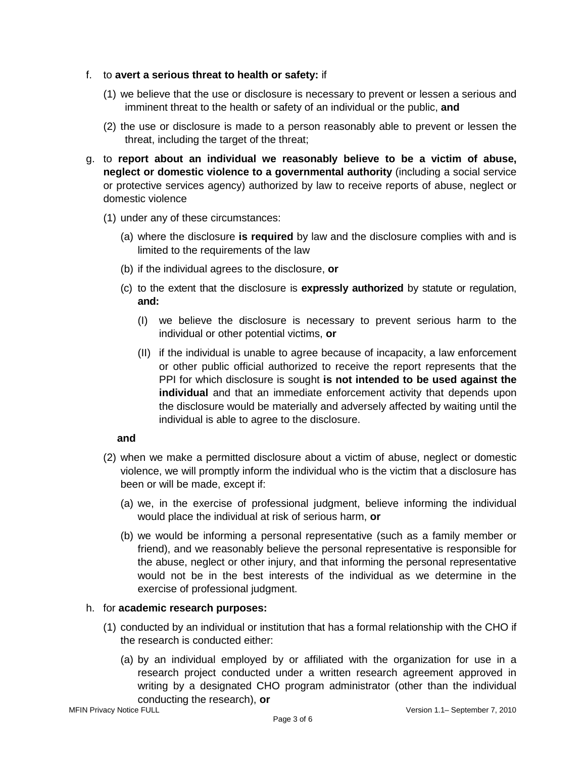f. to **avert a serious threat to health or safety:** if

   (1) we believe that the use or disclosure is necessary to prevent or lessen a serious and imminent threat to the health or safety of an individual or the public, **and**

   (2) the use or disclosure is made to a person reasonably able to prevent or lessen the threat, including the target of the threat;

g. to **report about an individual we reasonably believe to be a victim of abuse, neglect or domestic violence to a governmental authority** (including a social service or protective services agency) authorized by law to receive reports of abuse, neglect or domestic violence

   (1) under any of these circumstances:

      (a) where the disclosure **is required** by law and the disclosure complies with and is limited to the requirements of the law

      (b) if the individual agrees to the disclosure, **or**

      (c) to the extent that the disclosure is **expressly authorized** by statute or regulation, **and:**

         (I) we believe the disclosure is necessary to prevent serious harm to the individual or other potential victims, **or**

         (II) if the individual is unable to agree because of incapacity, a law enforcement or other public official authorized to receive the report represents that the PPI for which disclosure is sought **is not intended to be used against the individual** and that an immediate enforcement activity that depends upon the disclosure would be materially and adversely affected by waiting until the individual is able to agree to the disclosure.

   **and**

   (2) when we make a permitted disclosure about a victim of abuse, neglect or domestic violence, we will promptly inform the individual who is the victim that a disclosure has been or will be made, except if:

      (a) we, in the exercise of professional judgment, believe informing the individual would place the individual at risk of serious harm, **or**

      (b) we would be informing a personal representative (such as a family member or friend), and we reasonably believe the personal representative is responsible for the abuse, neglect or other injury, and that informing the personal representative would not be in the best interests of the individual as we determine in the exercise of professional judgment.

h. for **academic research purposes:**

   (1) conducted by an individual or institution that has a formal relationship with the CHO if the research is conducted either:

      (a) by an individual employed by or affiliated with the organization for use in a research project conducted under a written research agreement approved in writing by a designated CHO program administrator (other than the individual conducting the research), **or**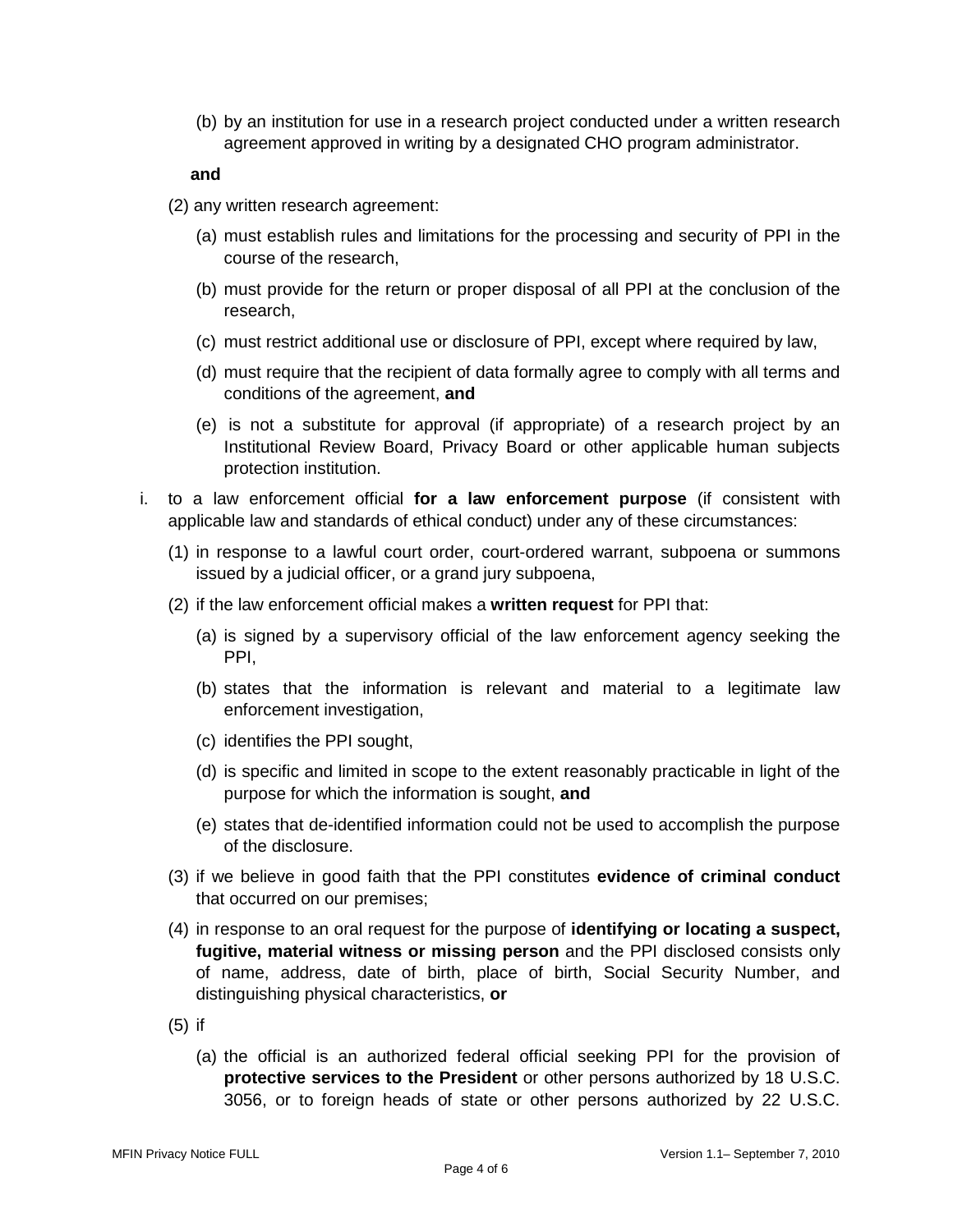(b) by an institution for use in a research project conducted under a written research agreement approved in writing by a designated CHO program administrator.

   **and**

   (2) any written research agreement:

      (a) must establish rules and limitations for the processing and security of PPI in the course of the research,

      (b) must provide for the return or proper disposal of all PPI at the conclusion of the research,

      (c) must restrict additional use or disclosure of PPI, except where required by law,

      (d) must require that the recipient of data formally agree to comply with all terms and conditions of the agreement, **and**

      (e) is not a substitute for approval (if appropriate) of a research project by an Institutional Review Board, Privacy Board or other applicable human subjects protection institution.

i. to a law enforcement official **for a law enforcement purpose** (if consistent with applicable law and standards of ethical conduct) under any of these circumstances:

   (1) in response to a lawful court order, court-ordered warrant, subpoena or summons issued by a judicial officer, or a grand jury subpoena,

   (2) if the law enforcement official makes a **written request** for PPI that:

      (a) is signed by a supervisory official of the law enforcement agency seeking the PPI,

      (b) states that the information is relevant and material to a legitimate law enforcement investigation,

      (c) identifies the PPI sought,

      (d) is specific and limited in scope to the extent reasonably practicable in light of the purpose for which the information is sought, **and**

      (e) states that de-identified information could not be used to accomplish the purpose of the disclosure.

   (3) if we believe in good faith that the PPI constitutes **evidence of criminal conduct** that occurred on our premises;

   (4) in response to an oral request for the purpose of **identifying or locating a suspect, fugitive, material witness or missing person** and the PPI disclosed consists only of name, address, date of birth, place of birth, Social Security Number, and distinguishing physical characteristics, **or**

   (5) if

      (a) the official is an authorized federal official seeking PPI for the provision of **protective services to the President** or other persons authorized by 18 U.S.C. 3056, or to foreign heads of state or other persons authorized by 22 U.S.C.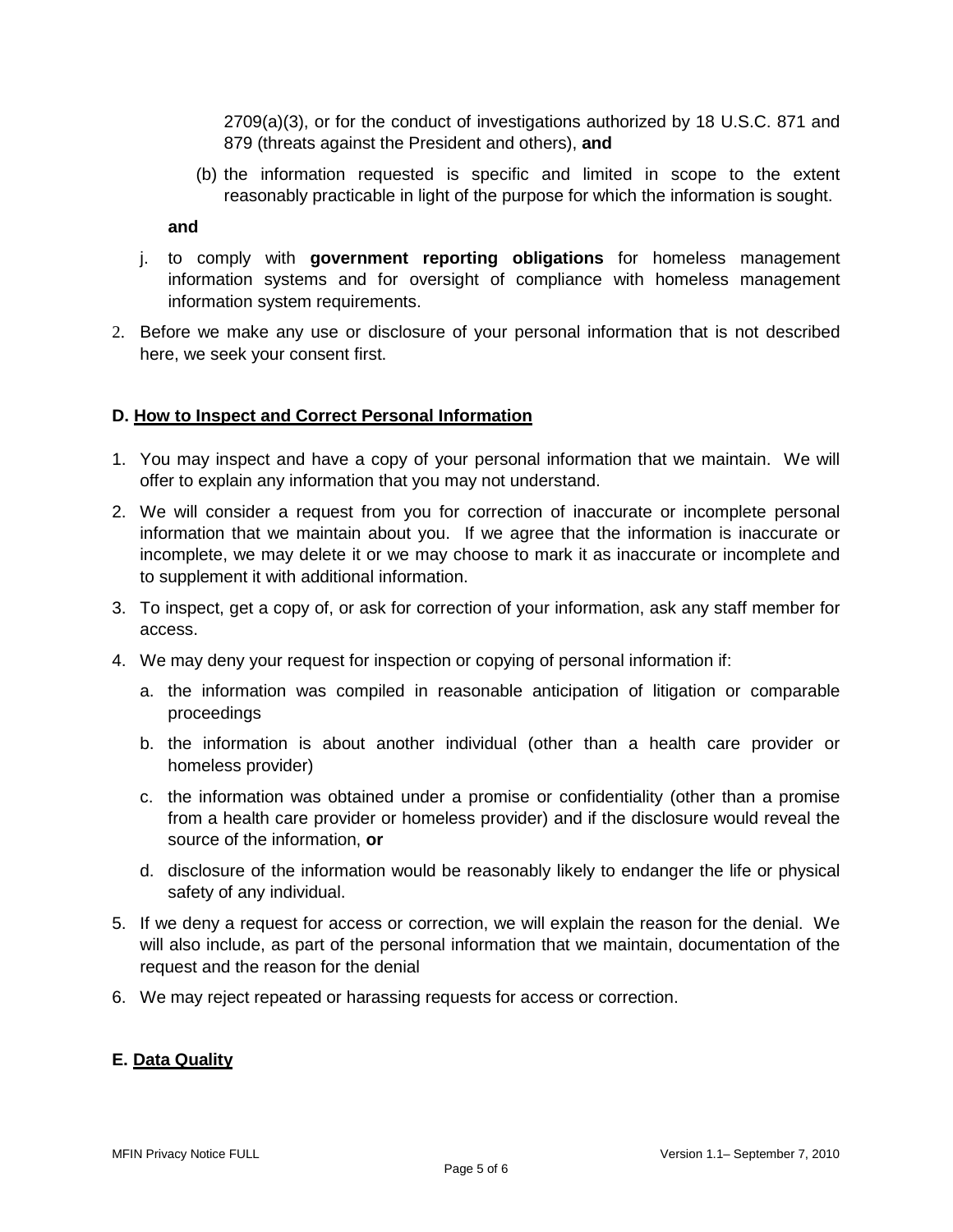2709(a)(3), or for the conduct of investigations authorized by 18 U.S.C. 871 and 879 (threats against the President and others), **and**

(b) the information requested is specific and limited in scope to the extent reasonably practicable in light of the purpose for which the information is sought.

**and**

j. to comply with **government reporting obligations** for homeless management information systems and for oversight of compliance with homeless management information system requirements.

2. Before we make any use or disclosure of your personal information that is not described here, we seek your consent first.

### D. <u>How to Inspect and Correct Personal Information</u>

1. You may inspect and have a copy of your personal information that we maintain. We will offer to explain any information that you may not understand.
2. We will consider a request from you for correction of inaccurate or incomplete personal information that we maintain about you. If we agree that the information is inaccurate or incomplete, we may delete it or we may choose to mark it as inaccurate or incomplete and to supplement it with additional information.
3. To inspect, get a copy of, or ask for correction of your information, ask any staff member for access.
4. We may deny your request for inspection or copying of personal information if:
   a. the information was compiled in reasonable anticipation of litigation or comparable proceedings
   b. the information is about another individual (other than a health care provider or homeless provider)
   c. the information was obtained under a promise or confidentiality (other than a promise from a health care provider or homeless provider) and if the disclosure would reveal the source of the information, **or**
   d. disclosure of the information would be reasonably likely to endanger the life or physical safety of any individual.
5. If we deny a request for access or correction, we will explain the reason for the denial. We will also include, as part of the personal information that we maintain, documentation of the request and the reason for the denial
6. We may reject repeated or harassing requests for access or correction.

### E. <u>Data Quality</u>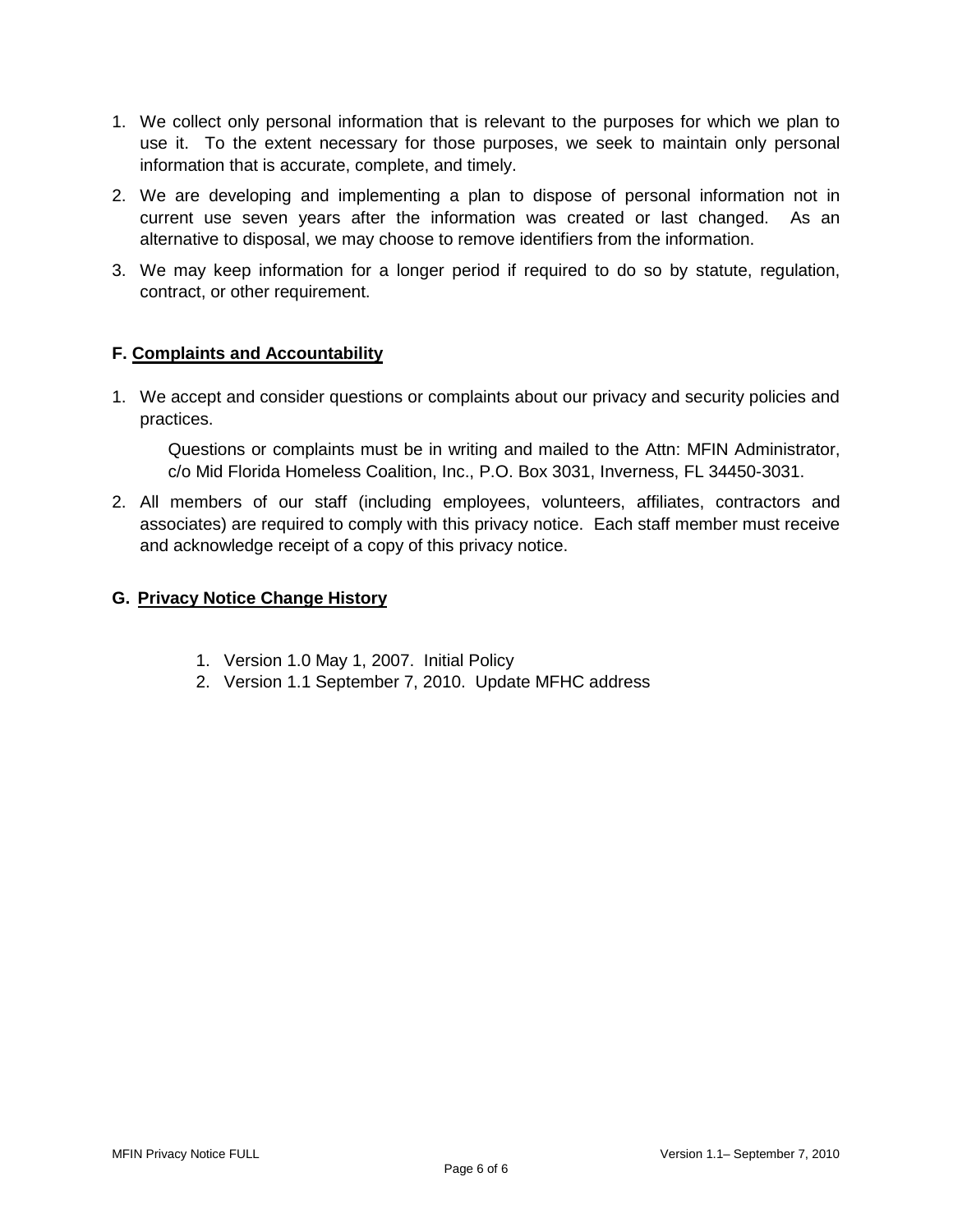1. We collect only personal information that is relevant to the purposes for which we plan to use it. To the extent necessary for those purposes, we seek to maintain only personal information that is accurate, complete, and timely.
2. We are developing and implementing a plan to dispose of personal information not in current use seven years after the information was created or last changed. As an alternative to disposal, we may choose to remove identifiers from the information.
3. We may keep information for a longer period if required to do so by statute, regulation, contract, or other requirement.

### F. Complaints and Accountability

1. We accept and consider questions or complaints about our privacy and security policies and practices.

   Questions or complaints must be in writing and mailed to the Attn: MFIN Administrator, c/o Mid Florida Homeless Coalition, Inc., P.O. Box 3031, Inverness, FL 34450-3031.

2. All members of our staff (including employees, volunteers, affiliates, contractors and associates) are required to comply with this privacy notice. Each staff member must receive and acknowledge receipt of a copy of this privacy notice.

### G. Privacy Notice Change History

1. Version 1.0 May 1, 2007. Initial Policy
2. Version 1.1 September 7, 2010. Update MFHC address